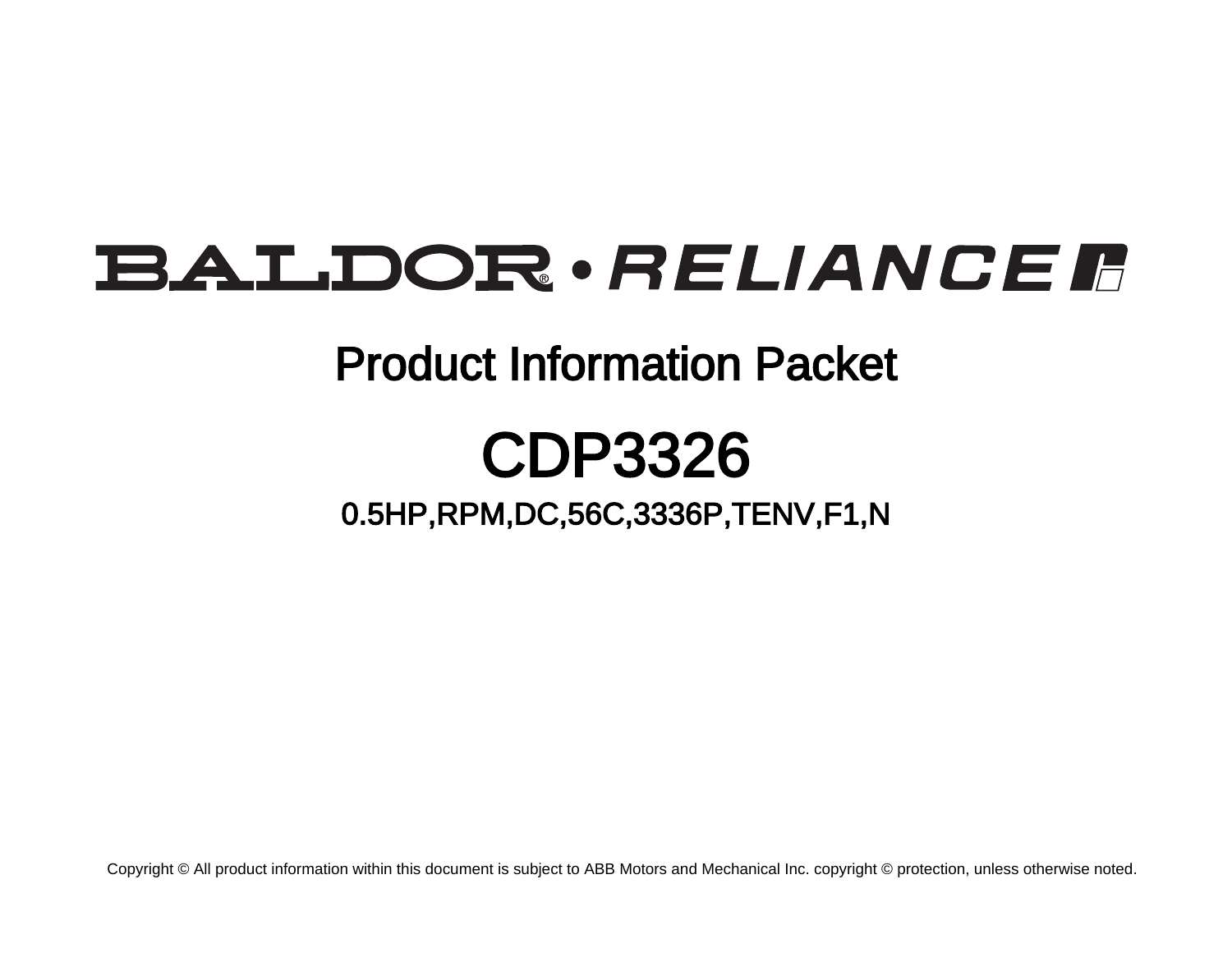# BALDOR • RELIANCE

## Product Information Packet

# CDP3326

### 0.5HP,RPM,DC,56C,3336P,TENV,F1,N

Copyright © All product information within this document is subject to ABB Motors and Mechanical Inc. copyright © protection, unless otherwise noted.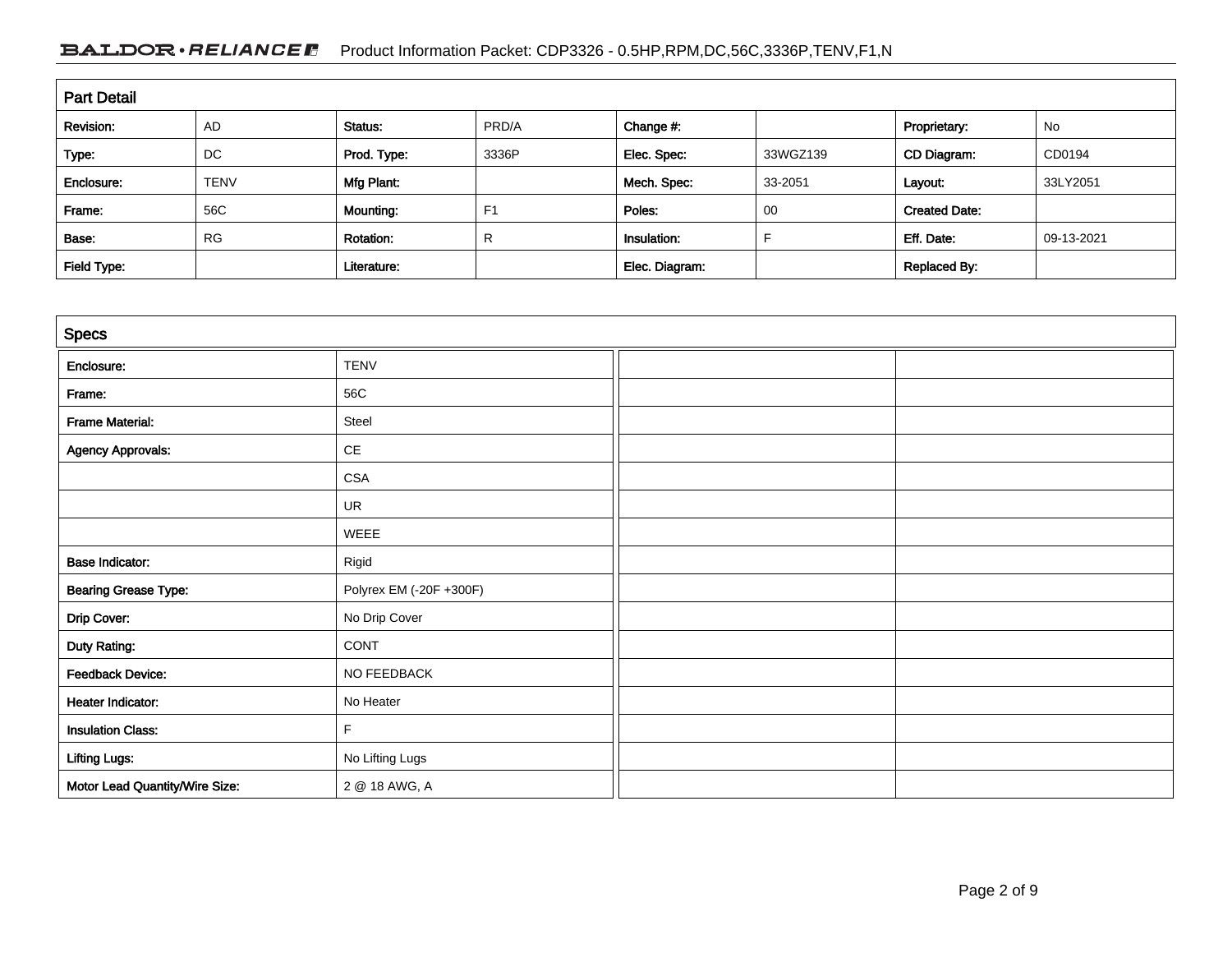## Part Detail

| Revision: | AD | Status: | PRD/A | Change #: | | Proprietary: | No |
|---|---|---|---|---|---|---|---|
| Type: | DC | Prod. Type: | 3336P | Elec. Spec: | 33WGZ139 | CD Diagram: | CD0194 |
| Enclosure: | TENV | Mfg Plant: | | Mech. Spec: | 33-2051 | Layout: | 33LY2051 |
| Frame: | 56C | Mounting: | F1 | Poles: | 00 | Created Date: | |
| Base: | RG | Rotation: | R | Insulation: | F | Eff. Date: | 09-13-2021 |
| Field Type: | | Literature: | | Elec. Diagram: | | Replaced By: | |

## Specs

| | |
|---|---|
| Enclosure: | TENV |
| Frame: | 56C |
| Frame Material: | Steel |
| Agency Approvals: | CE |
| | CSA |
| | UR |
| | WEEE |
| Base Indicator: | Rigid |
| Bearing Grease Type: | Polyrex EM (-20F +300F) |
| Drip Cover: | No Drip Cover |
| Duty Rating: | CONT |
| Feedback Device: | NO FEEDBACK |
| Heater Indicator: | No Heater |
| Insulation Class: | F |
| Lifting Lugs: | No Lifting Lugs |
| Motor Lead Quantity/Wire Size: | 2 @ 18 AWG, A |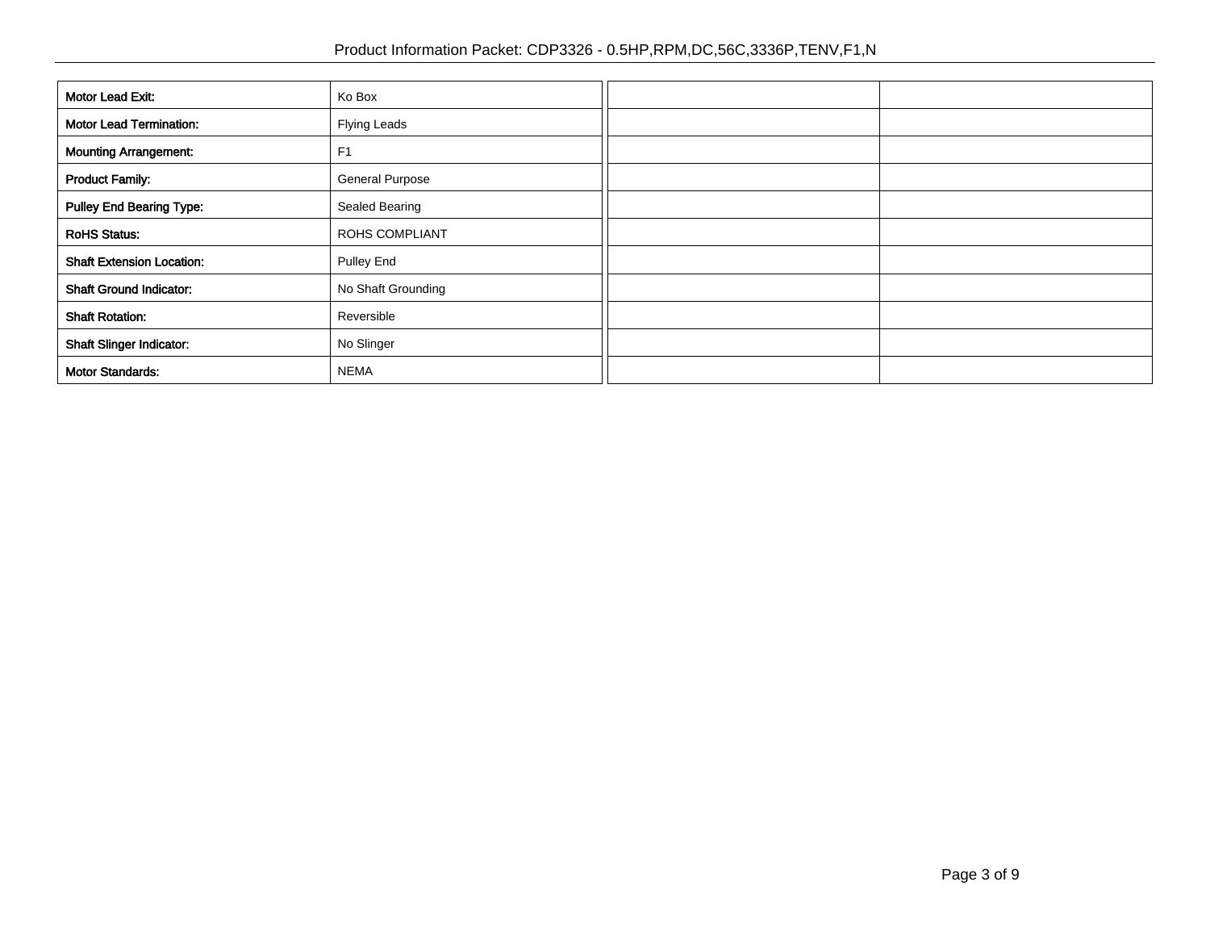| | |
|---|---|
| **Motor Lead Exit:** | Ko Box |
| **Motor Lead Termination:** | Flying Leads |
| **Mounting Arrangement:** | F1 |
| **Product Family:** | General Purpose |
| **Pulley End Bearing Type:** | Sealed Bearing |
| **RoHS Status:** | ROHS COMPLIANT |
| **Shaft Extension Location:** | Pulley End |
| **Shaft Ground Indicator:** | No Shaft Grounding |
| **Shaft Rotation:** | Reversible |
| **Shaft Slinger Indicator:** | No Slinger |
| **Motor Standards:** | NEMA |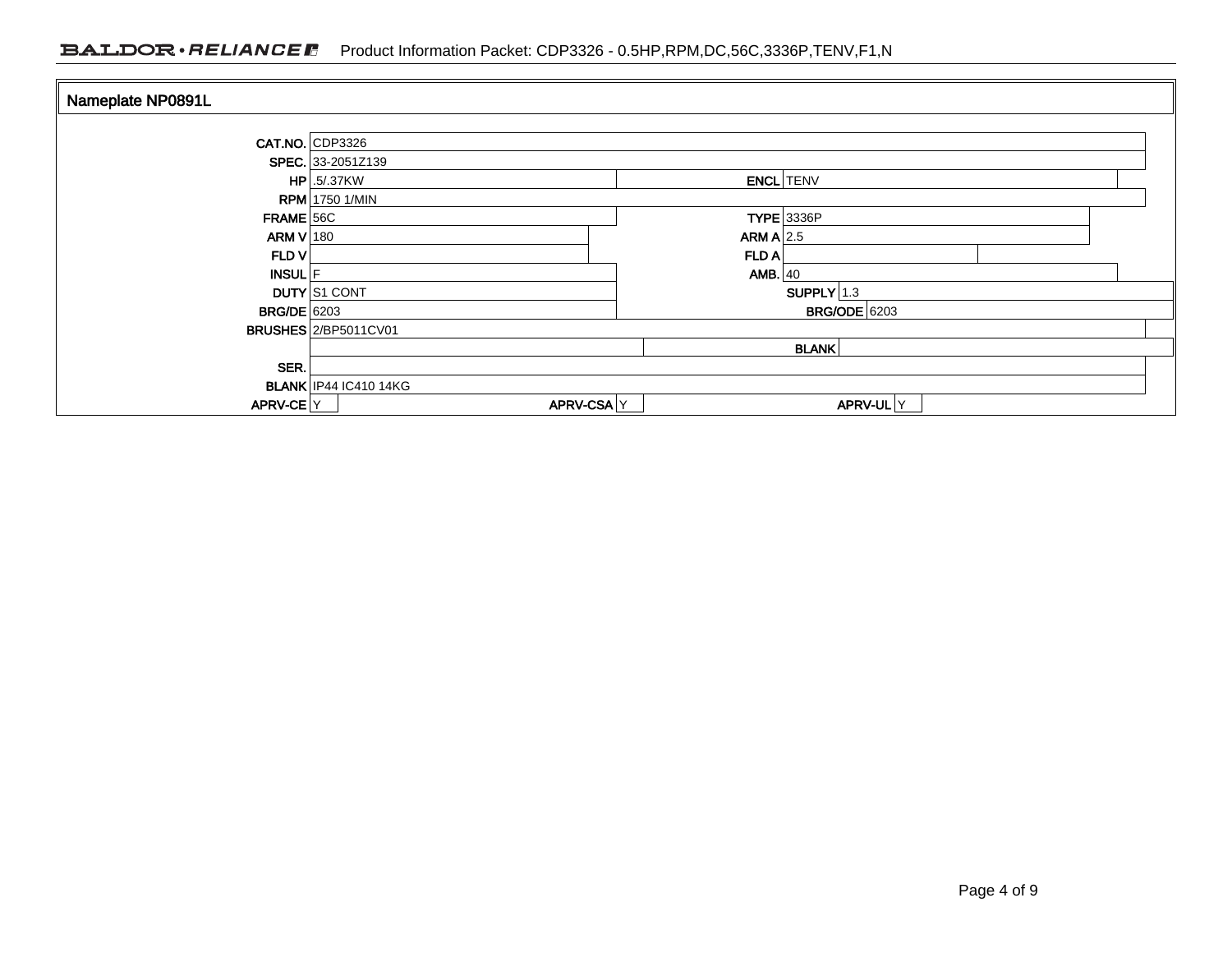## Nameplate NP0891L

| | | | |
|---|---|---|---|
| CAT.NO. | CDP3326 | | |
| SPEC. | 33-2051Z139 | | |
| HP | .5/.37KW | ENCL | TENV |
| RPM | 1750 1/MIN | | |
| FRAME | 56C | TYPE | 3336P |
| ARM V | 180 | ARM A | 2.5 |
| FLD V | | FLD A | |
| INSUL | F | AMB. | 40 |
| DUTY | S1 CONT | SUPPLY | 1.3 |
| BRG/DE | 6203 | BRG/ODE | 6203 |
| BRUSHES | 2/BP5011CV01 | | |
| | | BLANK | |
| SER. | | | |
| BLANK | IP44 IC410 14KG | | |
| APRV-CE | Y | APRV-CSA | Y |
| APRV-UL | Y | | |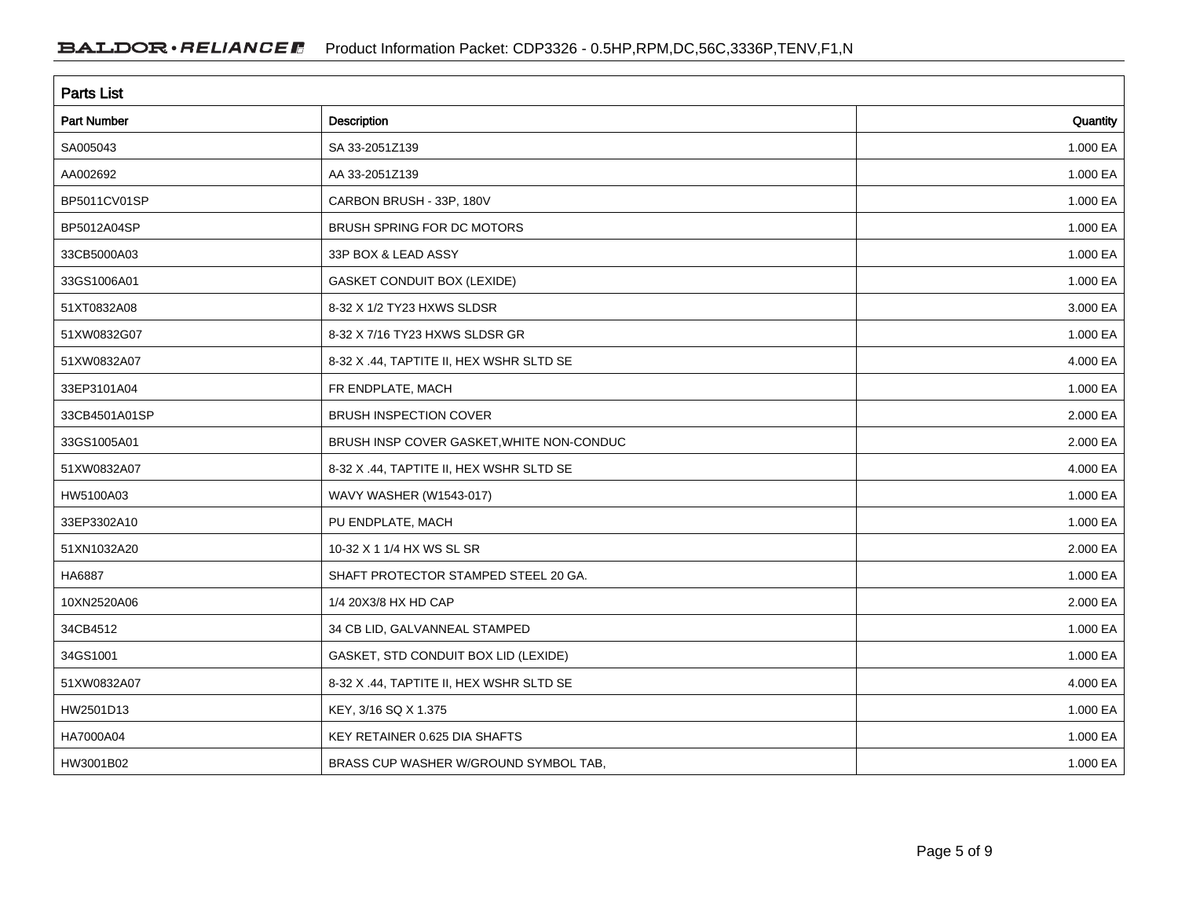## Parts List

| Part Number | Description | Quantity |
|---|---|---|
| SA005043 | SA 33-2051Z139 | 1.000 EA |
| AA002692 | AA 33-2051Z139 | 1.000 EA |
| BP5011CV01SP | CARBON BRUSH - 33P, 180V | 1.000 EA |
| BP5012A04SP | BRUSH SPRING FOR DC MOTORS | 1.000 EA |
| 33CB5000A03 | 33P BOX & LEAD ASSY | 1.000 EA |
| 33GS1006A01 | GASKET CONDUIT BOX (LEXIDE) | 1.000 EA |
| 51XT0832A08 | 8-32 X 1/2 TY23 HXWS SLDSR | 3.000 EA |
| 51XW0832G07 | 8-32 X 7/16 TY23 HXWS SLDSR GR | 1.000 EA |
| 51XW0832A07 | 8-32 X .44, TAPTITE II, HEX WSHR SLTD SE | 4.000 EA |
| 33EP3101A04 | FR ENDPLATE, MACH | 1.000 EA |
| 33CB4501A01SP | BRUSH INSPECTION COVER | 2.000 EA |
| 33GS1005A01 | BRUSH INSP COVER GASKET,WHITE NON-CONDUC | 2.000 EA |
| 51XW0832A07 | 8-32 X .44, TAPTITE II, HEX WSHR SLTD SE | 4.000 EA |
| HW5100A03 | WAVY WASHER (W1543-017) | 1.000 EA |
| 33EP3302A10 | PU ENDPLATE, MACH | 1.000 EA |
| 51XN1032A20 | 10-32 X 1 1/4 HX WS SL SR | 2.000 EA |
| HA6887 | SHAFT PROTECTOR STAMPED STEEL 20 GA. | 1.000 EA |
| 10XN2520A06 | 1/4 20X3/8 HX HD CAP | 2.000 EA |
| 34CB4512 | 34 CB LID, GALVANNEAL STAMPED | 1.000 EA |
| 34GS1001 | GASKET, STD CONDUIT BOX LID (LEXIDE) | 1.000 EA |
| 51XW0832A07 | 8-32 X .44, TAPTITE II, HEX WSHR SLTD SE | 4.000 EA |
| HW2501D13 | KEY, 3/16 SQ X 1.375 | 1.000 EA |
| HA7000A04 | KEY RETAINER 0.625 DIA SHAFTS | 1.000 EA |
| HW3001B02 | BRASS CUP WASHER W/GROUND SYMBOL TAB, | 1.000 EA |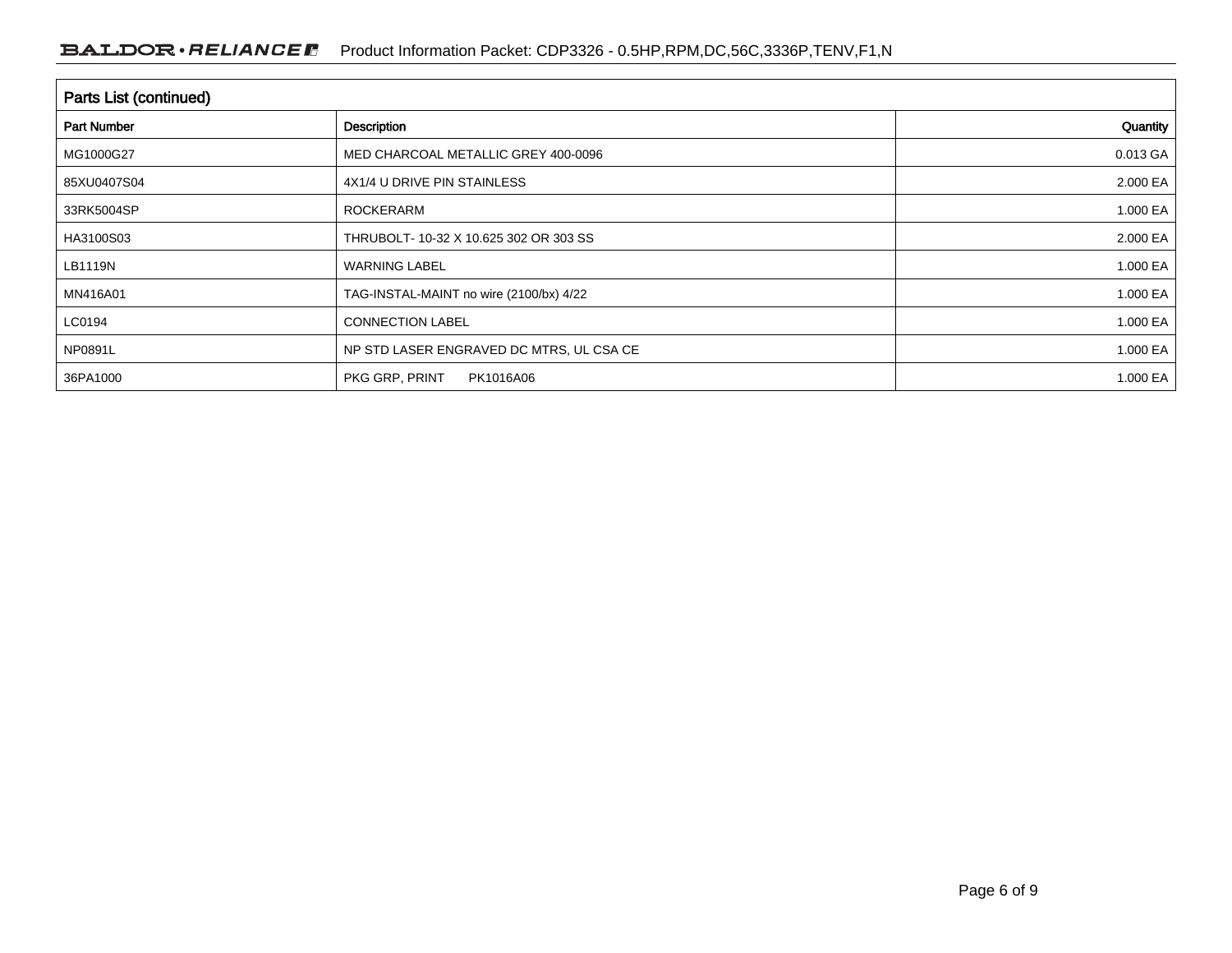## Parts List (continued)

| Part Number | Description | Quantity |
|---|---|---|
| MG1000G27 | MED CHARCOAL METALLIC GREY 400-0096 | 0.013 GA |
| 85XU0407S04 | 4X1/4 U DRIVE PIN STAINLESS | 2.000 EA |
| 33RK5004SP | ROCKERARM | 1.000 EA |
| HA3100S03 | THRUBOLT- 10-32 X 10.625 302 OR 303 SS | 2.000 EA |
| LB1119N | WARNING LABEL | 1.000 EA |
| MN416A01 | TAG-INSTAL-MAINT no wire (2100/bx) 4/22 | 1.000 EA |
| LC0194 | CONNECTION LABEL | 1.000 EA |
| NP0891L | NP STD LASER ENGRAVED DC MTRS, UL CSA CE | 1.000 EA |
| 36PA1000 | PKG GRP, PRINT PK1016A06 | 1.000 EA |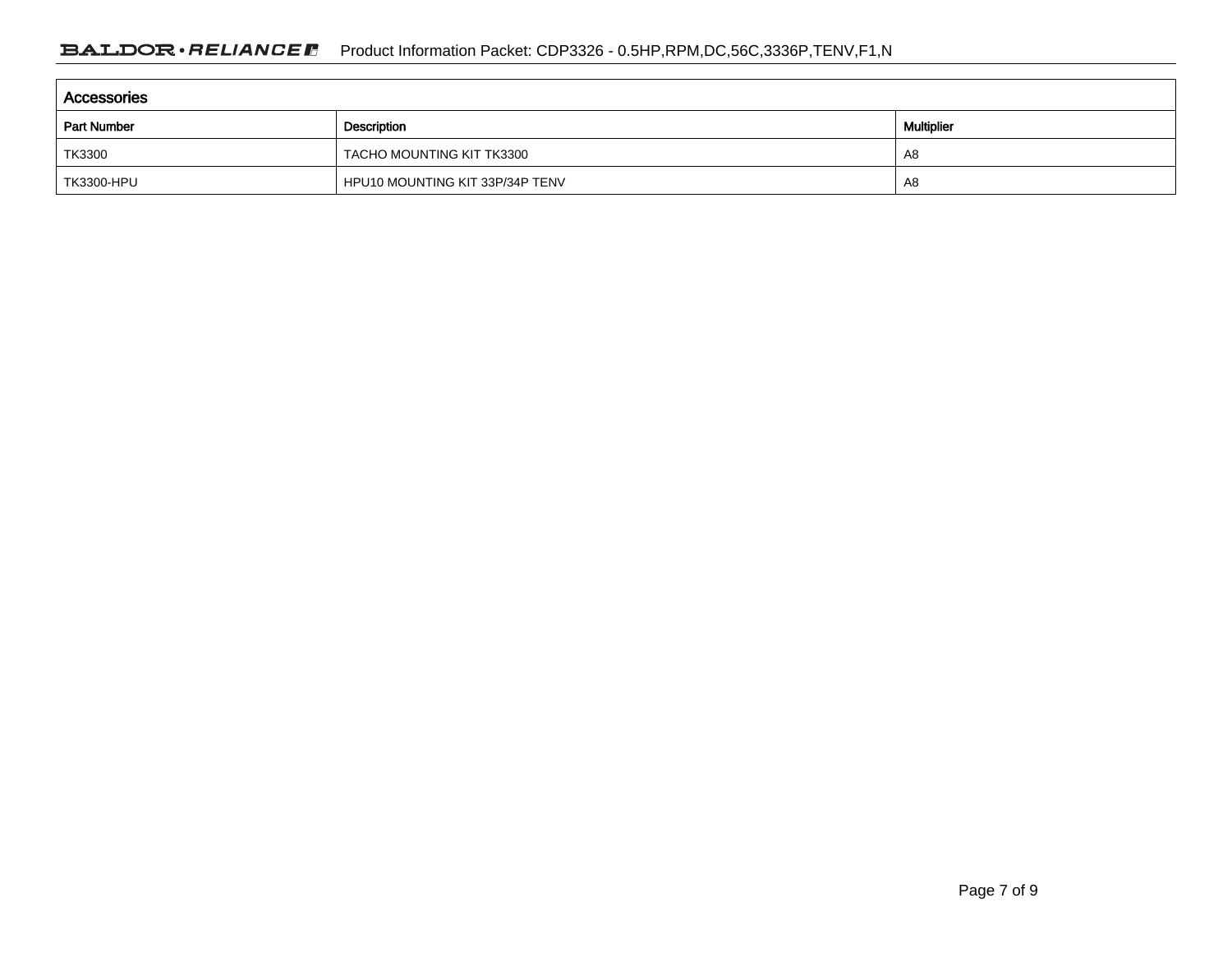## Accessories

| Part Number | Description | Multiplier |
| --- | --- | --- |
| TK3300 | TACHO MOUNTING KIT TK3300 | A8 |
| TK3300-HPU | HPU10 MOUNTING KIT 33P/34P TENV | A8 |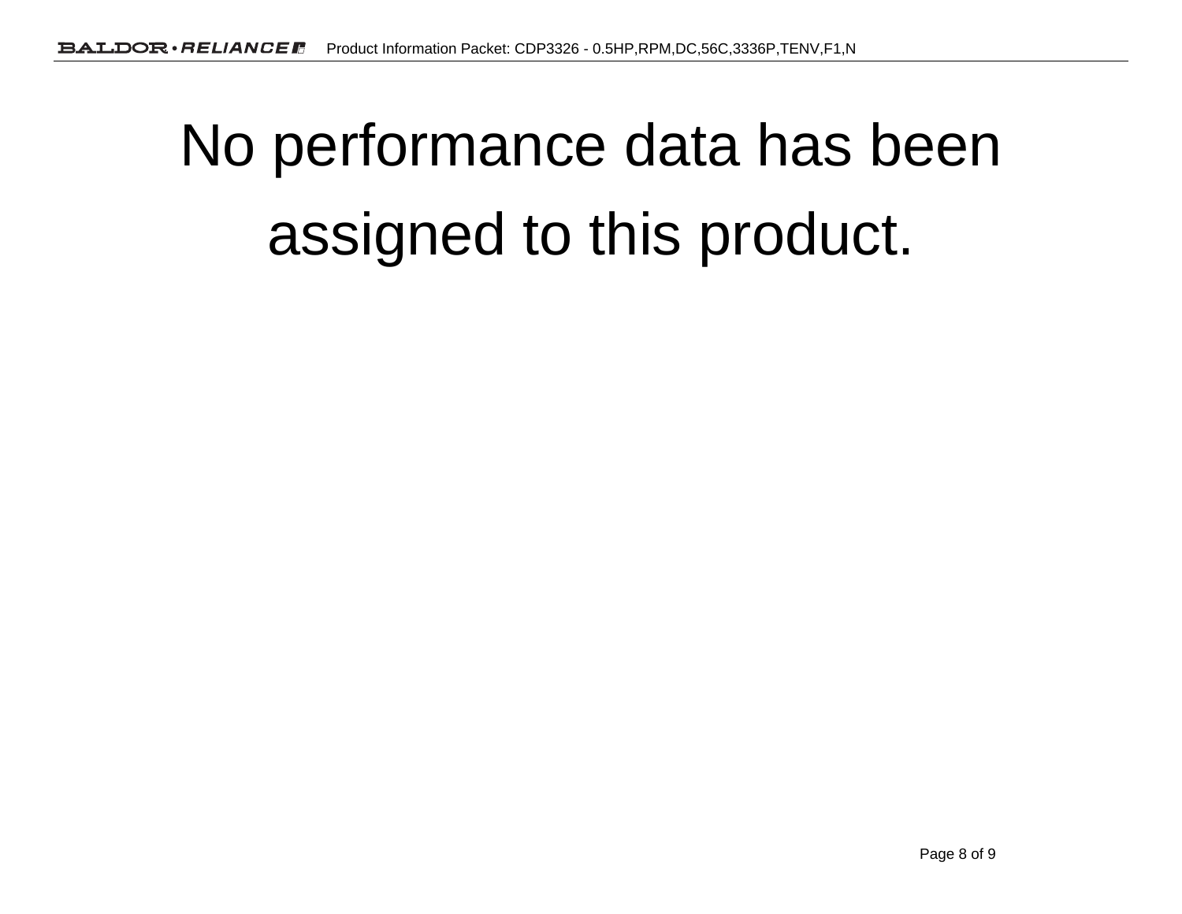# No performance data has been assigned to this product.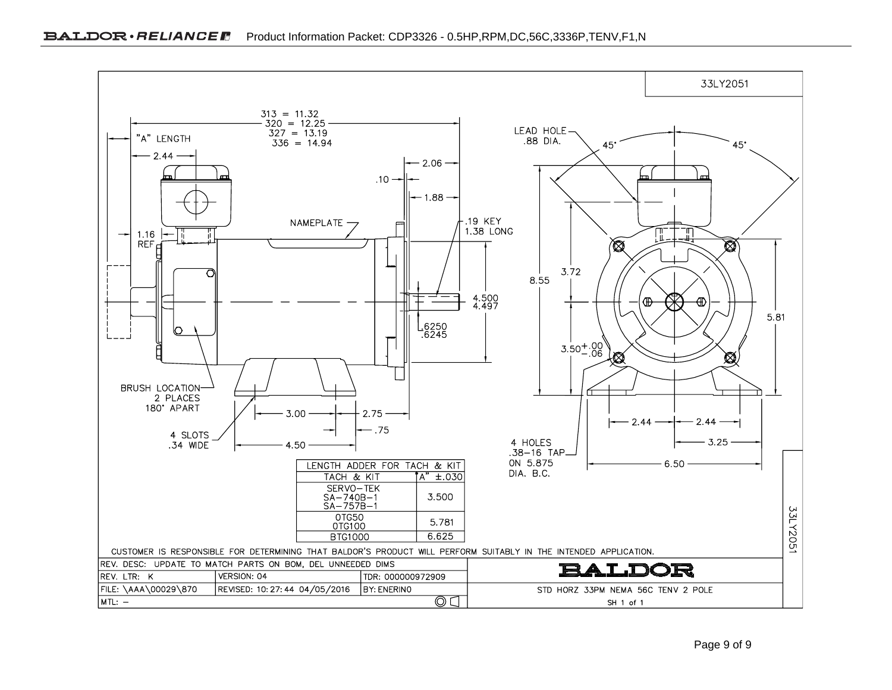33LY2051

313 = 11.32
320 = 12.25
327 = 13.19
336 = 14.94

"A" LENGTH

2.44

2.06

.10

1.88

LEAD HOLE .88 DIA.

45°

45°

NAMEPLATE

.19 KEY 1.38 LONG

1.16 REF

3.72

8.55

4.500
4.497

5.81

.6250
.6245

$3.50^{+.00}_{-.06}$

BRUSH LOCATION 2 PLACES 180° APART

3.00

2.75

.75

2.44

2.44

3.25

4 SLOTS .34 WIDE

4.50

4 HOLES .38–16 TAP ON 5.875 DIA. B.C.

6.50

| LENGTH ADDER FOR TACH & KIT | |
|---|---|
| TACH & KIT | "A" ±.030 |
| SERVO-TEK SA-740B-1 SA-757B-1 | 3.500 |
| 0TG50 0TG100 | 5.781 |
| BTG1000 | 6.625 |

CUSTOMER IS RESPONSIBLE FOR DETERMINING THAT BALDOR'S PRODUCT WILL PERFORM SUITABLY IN THE INTENDED APPLICATION.

| REV. DESC: UPDATE TO MATCH PARTS ON BOM, DEL UNNEEDED DIMS | | | BALDOR |
|---|---|---|---|
| REV. LTR: K | VERSION: 04 | TDR: 000000972909 | |
| FILE: \AAA\00029\870 | REVISED: 10:27:44 04/05/2016 | BY: ENERINO | STD HORZ 33PM NEMA 56C TENV 2 POLE |
| MTL: – | | | SH 1 of 1 |

33LY2051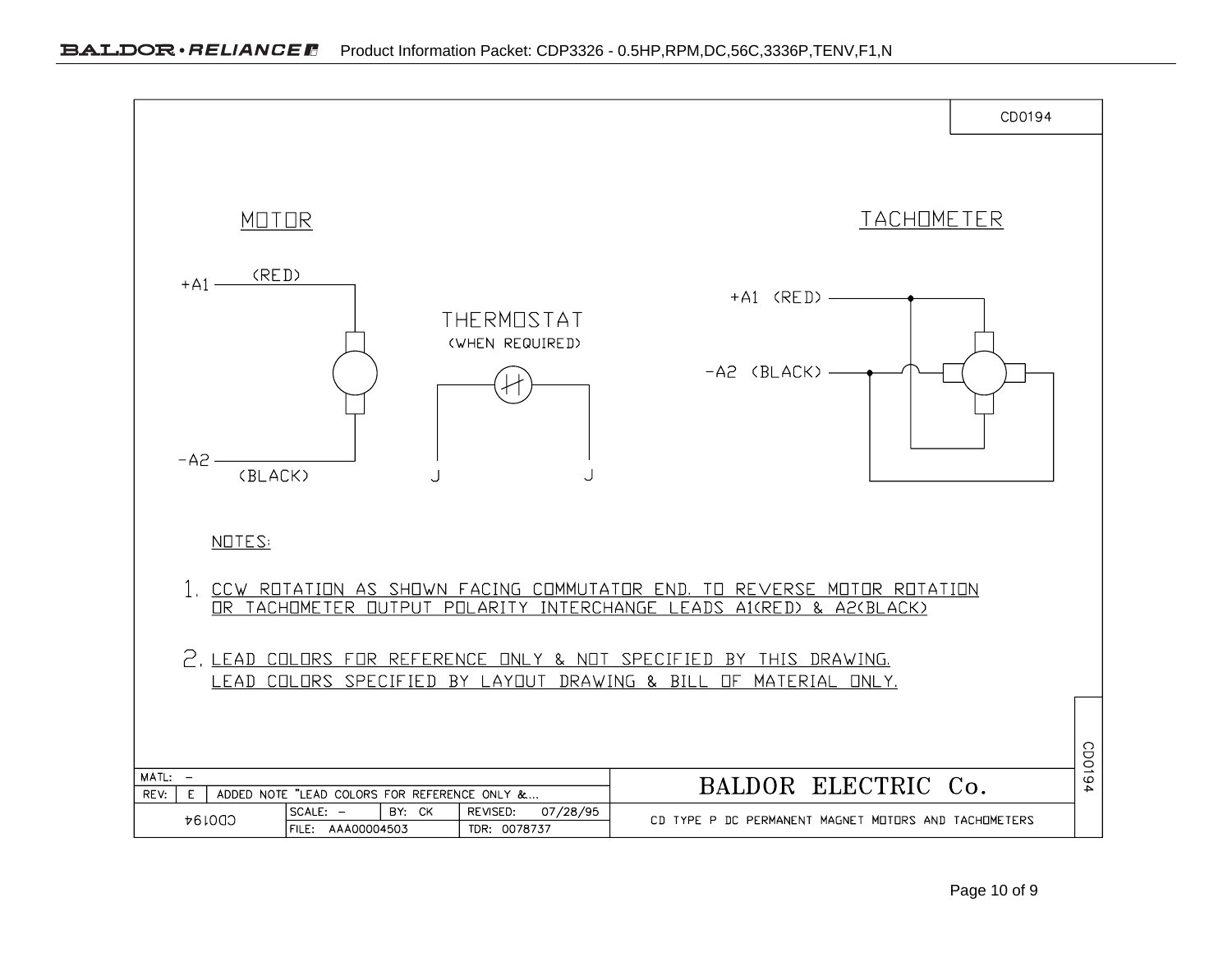CD0194

## MOTOR

+A1 (RED)

−A2 (BLACK)

## THERMOSTAT

(WHEN REQUIRED)

J J

## TACHOMETER

+A1 (RED)

−A2 (BLACK)

NOTES:

1. CCW ROTATION AS SHOWN FACING COMMUTATOR END. TO REVERSE MOTOR ROTATION OR TACHOMETER OUTPUT POLARITY INTERCHANGE LEADS A1(RED) & A2(BLACK)

2. LEAD COLORS FOR REFERENCE ONLY & NOT SPECIFIED BY THIS DRAWING. LEAD COLORS SPECIFIED BY LAYOUT DRAWING & BILL OF MATERIAL ONLY.

| | | | | |
|---|---|---|---|---|
| MATL: − | | | | BALDOR ELECTRIC Co. |
| REV: E | ADDED NOTE "LEAD COLORS FOR REFERENCE ONLY &.... | | | |
| CD0194 | SCALE: − | BY: CK | REVISED: 07/28/95 | CD TYPE P DC PERMANENT MAGNET MOTORS AND TACHOMETERS |
| | FILE: AAA00004503 | | TDR: 0078737 | |

CD0194